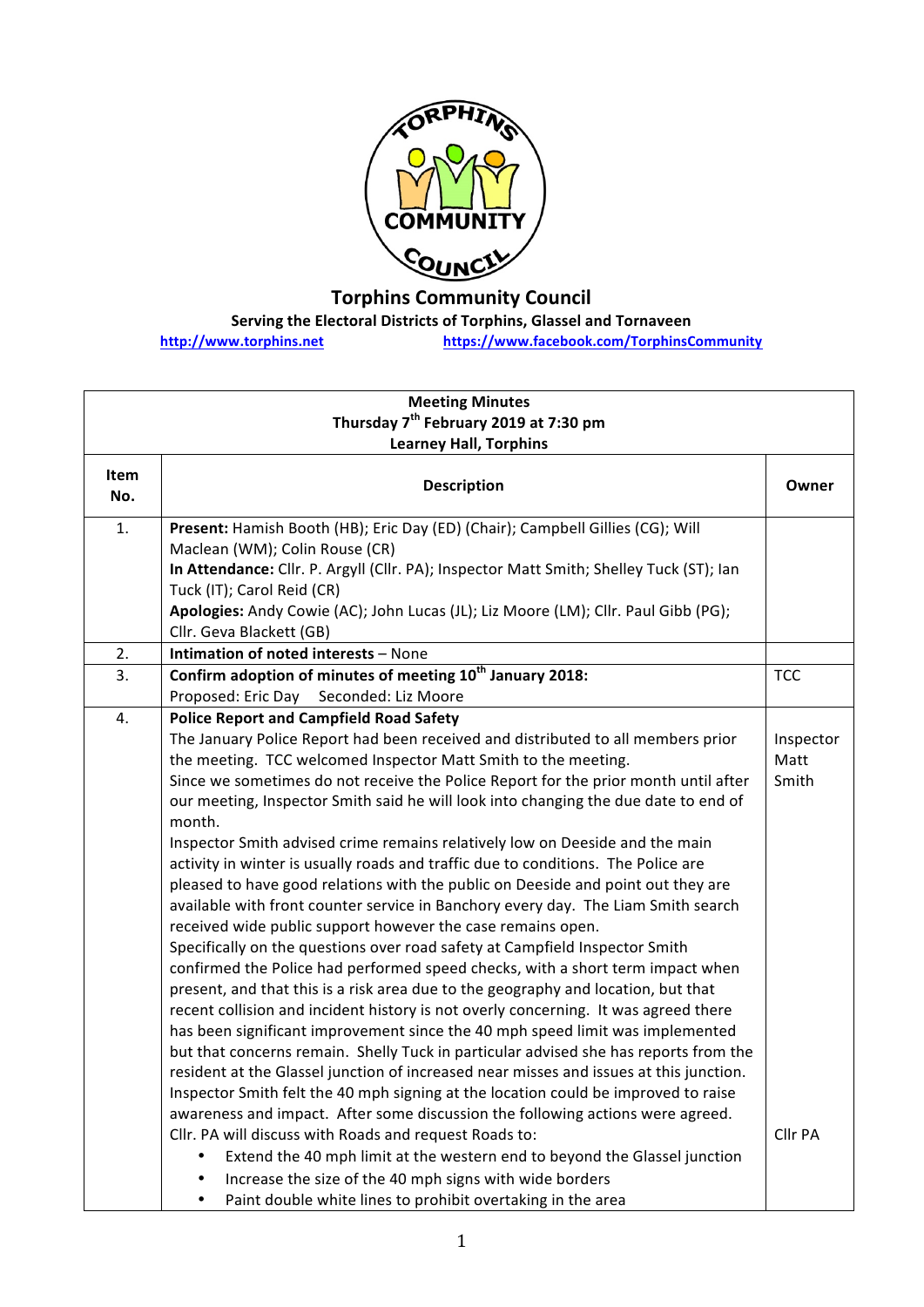# Torphins Community Council

**Serving the Electoral Districts of Torphins, Glassel and Tornaveen**

http://www.torphins.net https://www.facebook.com/TorphinsCommunity

| **Meeting Minutes Thursday 7th February 2019 at 7:30 pm Learney Hall, Torphins** | | |
|---|---|---|
| **Item No.** | **Description** | **Owner** |
| 1. | **Present:** Hamish Booth (HB); Eric Day (ED) (Chair); Campbell Gillies (CG); Will Maclean (WM); Colin Rouse (CR)<br>**In Attendance:** Cllr. P. Argyll (Cllr. PA); Inspector Matt Smith; Shelley Tuck (ST); Ian Tuck (IT); Carol Reid (CR)<br>**Apologies:** Andy Cowie (AC); John Lucas (JL); Liz Moore (LM); Cllr. Paul Gibb (PG); Cllr. Geva Blackett (GB) | |
| 2. | **Intimation of noted interests** – None | |
| 3. | **Confirm adoption of minutes of meeting 10th January 2018:**<br>Proposed: Eric Day Seconded: Liz Moore | TCC |
| 4. | **Police Report and Campfield Road Safety**<br>The January Police Report had been received and distributed to all members prior the meeting. TCC welcomed Inspector Matt Smith to the meeting.<br>Since we sometimes do not receive the Police Report for the prior month until after our meeting, Inspector Smith said he will look into changing the due date to end of month.<br>Inspector Smith advised crime remains relatively low on Deeside and the main activity in winter is usually roads and traffic due to conditions. The Police are pleased to have good relations with the public on Deeside and point out they are available with front counter service in Banchory every day. The Liam Smith search received wide public support however the case remains open.<br>Specifically on the questions over road safety at Campfield Inspector Smith confirmed the Police had performed speed checks, with a short term impact when present, and that this is a risk area due to the geography and location, but that recent collision and incident history is not overly concerning. It was agreed there has been significant improvement since the 40 mph speed limit was implemented but that concerns remain. Shelly Tuck in particular advised she has reports from the resident at the Glassel junction of increased near misses and issues at this junction. Inspector Smith felt the 40 mph signing at the location could be improved to raise awareness and impact. After some discussion the following actions were agreed.<br>Cllr. PA will discuss with Roads and request Roads to:<br>• Extend the 40 mph limit at the western end to beyond the Glassel junction<br>• Increase the size of the 40 mph signs with wide borders<br>• Paint double white lines to prohibit overtaking in the area | Inspector Matt Smith<br><br>Cllr PA |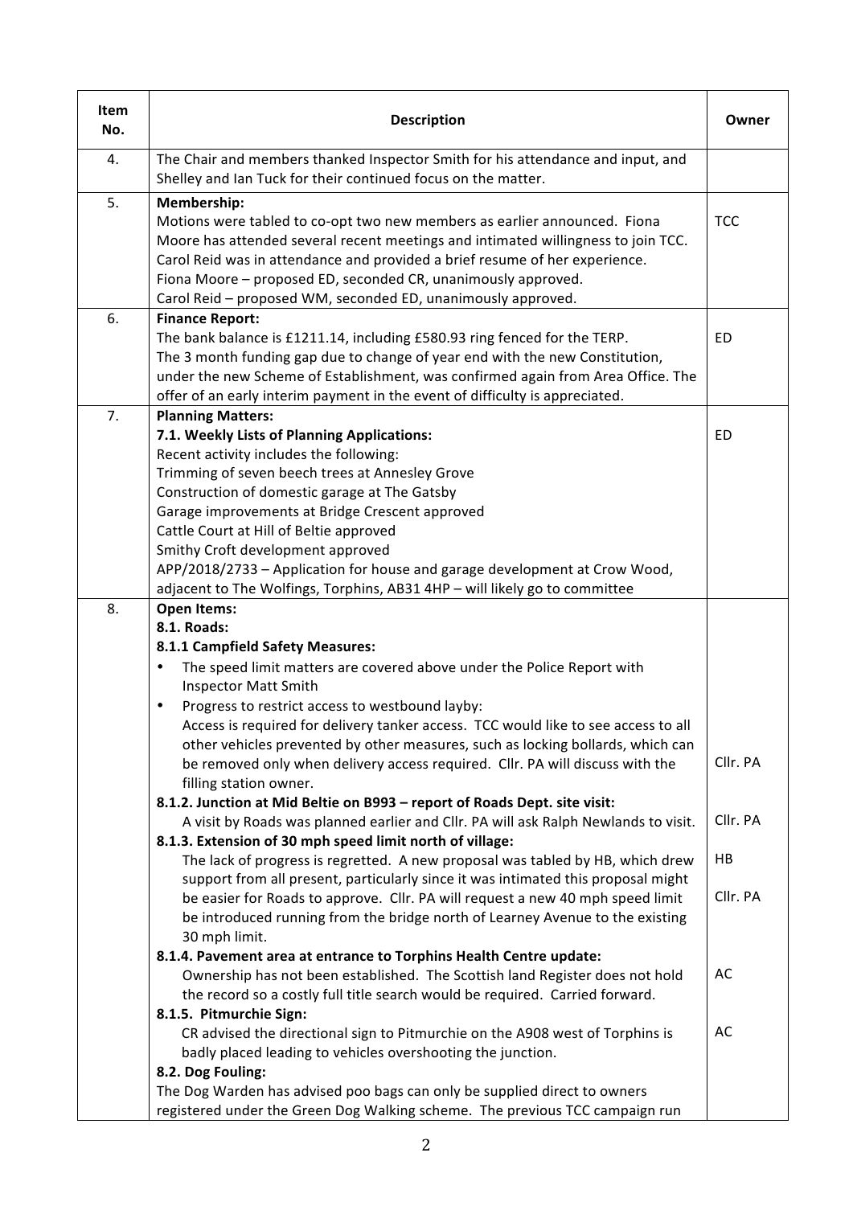| Item No. | Description | Owner |
|---|---|---|
| 4. | The Chair and members thanked Inspector Smith for his attendance and input, and Shelley and Ian Tuck for their continued focus on the matter. | |
| 5. | **Membership:**<br>Motions were tabled to co-opt two new members as earlier announced. Fiona Moore has attended several recent meetings and intimated willingness to join TCC. Carol Reid was in attendance and provided a brief resume of her experience.<br>Fiona Moore – proposed ED, seconded CR, unanimously approved.<br>Carol Reid – proposed WM, seconded ED, unanimously approved. | TCC |
| 6. | **Finance Report:**<br>The bank balance is £1211.14, including £580.93 ring fenced for the TERP.<br>The 3 month funding gap due to change of year end with the new Constitution, under the new Scheme of Establishment, was confirmed again from Area Office. The offer of an early interim payment in the event of difficulty is appreciated. | ED |
| 7. | **Planning Matters:**<br>**7.1. Weekly Lists of Planning Applications:**<br>Recent activity includes the following:<br>Trimming of seven beech trees at Annesley Grove<br>Construction of domestic garage at The Gatsby<br>Garage improvements at Bridge Crescent approved<br>Cattle Court at Hill of Beltie approved<br>Smithy Croft development approved<br>APP/2018/2733 – Application for house and garage development at Crow Wood, adjacent to The Wolfings, Torphins, AB31 4HP – will likely go to committee | ED |
| 8. | **Open Items:**<br>**8.1. Roads:**<br>**8.1.1 Campfield Safety Measures:**<br>• The speed limit matters are covered above under the Police Report with Inspector Matt Smith<br>• Progress to restrict access to westbound layby:<br>Access is required for delivery tanker access. TCC would like to see access to all other vehicles prevented by other measures, such as locking bollards, which can be removed only when delivery access required. Cllr. PA will discuss with the filling station owner. | Cllr. PA |
| | **8.1.2. Junction at Mid Beltie on B993 – report of Roads Dept. site visit:**<br>A visit by Roads was planned earlier and Cllr. PA will ask Ralph Newlands to visit. | Cllr. PA |
| | **8.1.3. Extension of 30 mph speed limit north of village:**<br>The lack of progress is regretted. A new proposal was tabled by HB, which drew support from all present, particularly since it was intimated this proposal might be easier for Roads to approve. Cllr. PA will request a new 40 mph speed limit be introduced running from the bridge north of Learney Avenue to the existing 30 mph limit. | HB<br><br>Cllr. PA |
| | **8.1.4. Pavement area at entrance to Torphins Health Centre update:**<br>Ownership has not been established. The Scottish land Register does not hold the record so a costly full title search would be required. Carried forward. | AC |
| | **8.1.5. Pitmurchie Sign:**<br>CR advised the directional sign to Pitmurchie on the A908 west of Torphins is badly placed leading to vehicles overshooting the junction. | AC |
| | **8.2. Dog Fouling:**<br>The Dog Warden has advised poo bags can only be supplied direct to owners registered under the Green Dog Walking scheme. The previous TCC campaign run | |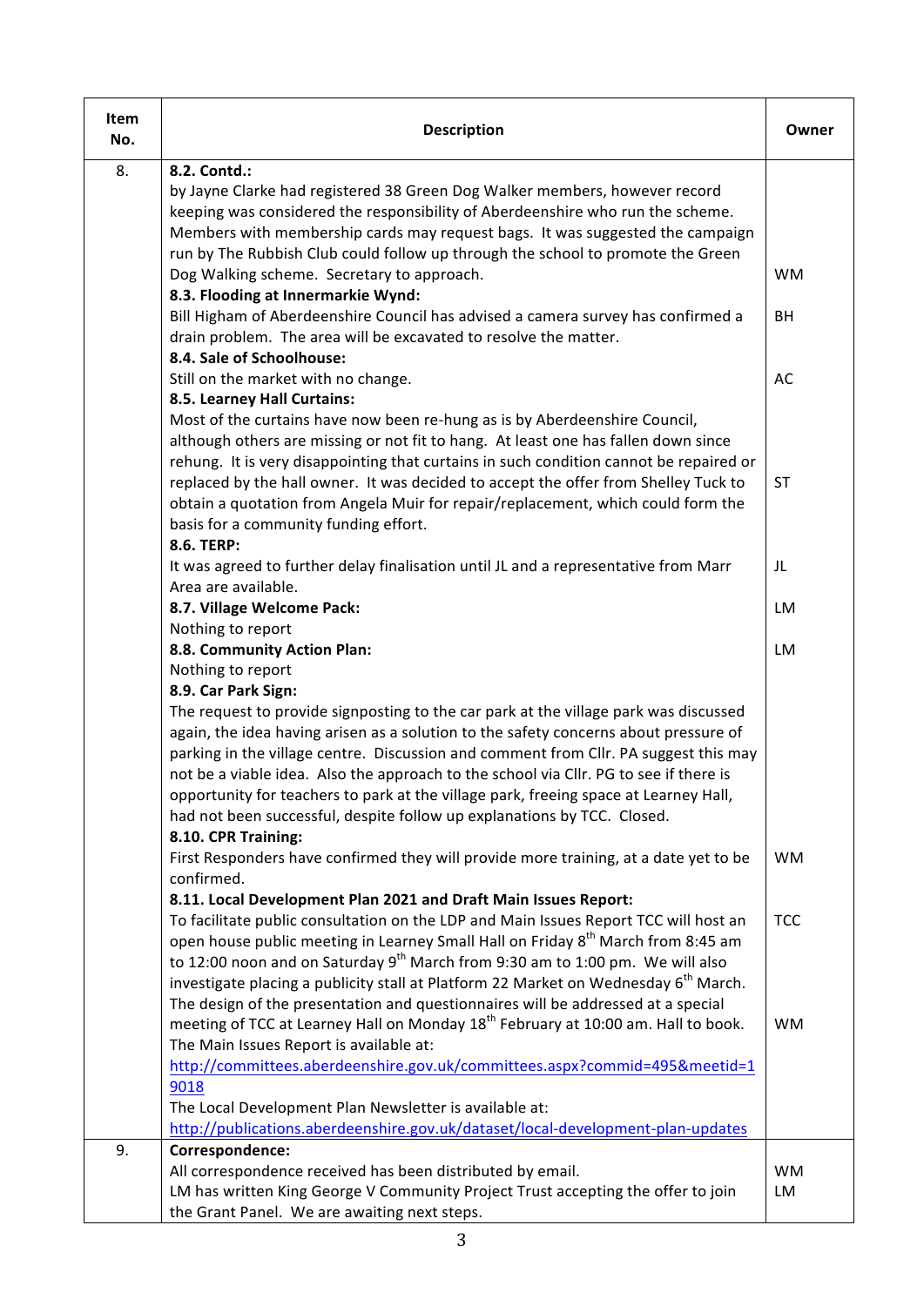| Item No. | Description | Owner |
|---|---|---|
| 8. | **8.2. Contd.:**<br>by Jayne Clarke had registered 38 Green Dog Walker members, however record keeping was considered the responsibility of Aberdeenshire who run the scheme. Members with membership cards may request bags. It was suggested the campaign run by The Rubbish Club could follow up through the school to promote the Green Dog Walking scheme. Secretary to approach. | WM |
| | **8.3. Flooding at Innermarkie Wynd:**<br>Bill Higham of Aberdeenshire Council has advised a camera survey has confirmed a drain problem. The area will be excavated to resolve the matter. | BH |
| | **8.4. Sale of Schoolhouse:**<br>Still on the market with no change. | AC |
| | **8.5. Learney Hall Curtains:**<br>Most of the curtains have now been re-hung as is by Aberdeenshire Council, although others are missing or not fit to hang. At least one has fallen down since rehung. It is very disappointing that curtains in such condition cannot be repaired or replaced by the hall owner. It was decided to accept the offer from Shelley Tuck to obtain a quotation from Angela Muir for repair/replacement, which could form the basis for a community funding effort. | ST |
| | **8.6. TERP:**<br>It was agreed to further delay finalisation until JL and a representative from Marr Area are available. | JL |
| | **8.7. Village Welcome Pack:**<br>Nothing to report | LM |
| | **8.8. Community Action Plan:**<br>Nothing to report | LM |
| | **8.9. Car Park Sign:**<br>The request to provide signposting to the car park at the village park was discussed again, the idea having arisen as a solution to the safety concerns about pressure of parking in the village centre. Discussion and comment from Cllr. PA suggest this may not be a viable idea. Also the approach to the school via Cllr. PG to see if there is opportunity for teachers to park at the village park, freeing space at Learney Hall, had not been successful, despite follow up explanations by TCC. Closed. | |
| | **8.10. CPR Training:**<br>First Responders have confirmed they will provide more training, at a date yet to be confirmed. | WM |
| | **8.11. Local Development Plan 2021 and Draft Main Issues Report:**<br>To facilitate public consultation on the LDP and Main Issues Report TCC will host an open house public meeting in Learney Small Hall on Friday 8th March from 8:45 am to 12:00 noon and on Saturday 9th March from 9:30 am to 1:00 pm. We will also investigate placing a publicity stall at Platform 22 Market on Wednesday 6th March. | TCC |
| | The design of the presentation and questionnaires will be addressed at a special meeting of TCC at Learney Hall on Monday 18th February at 10:00 am. Hall to book.<br>The Main Issues Report is available at:<br>http://committees.aberdeenshire.gov.uk/committees.aspx?commid=495&meetid=19018<br>The Local Development Plan Newsletter is available at:<br>http://publications.aberdeenshire.gov.uk/dataset/local-development-plan-updates | WM |
| 9. | **Correspondence:**<br>All correspondence received has been distributed by email. | WM |
| | LM has written King George V Community Project Trust accepting the offer to join the Grant Panel. We are awaiting next steps. | LM |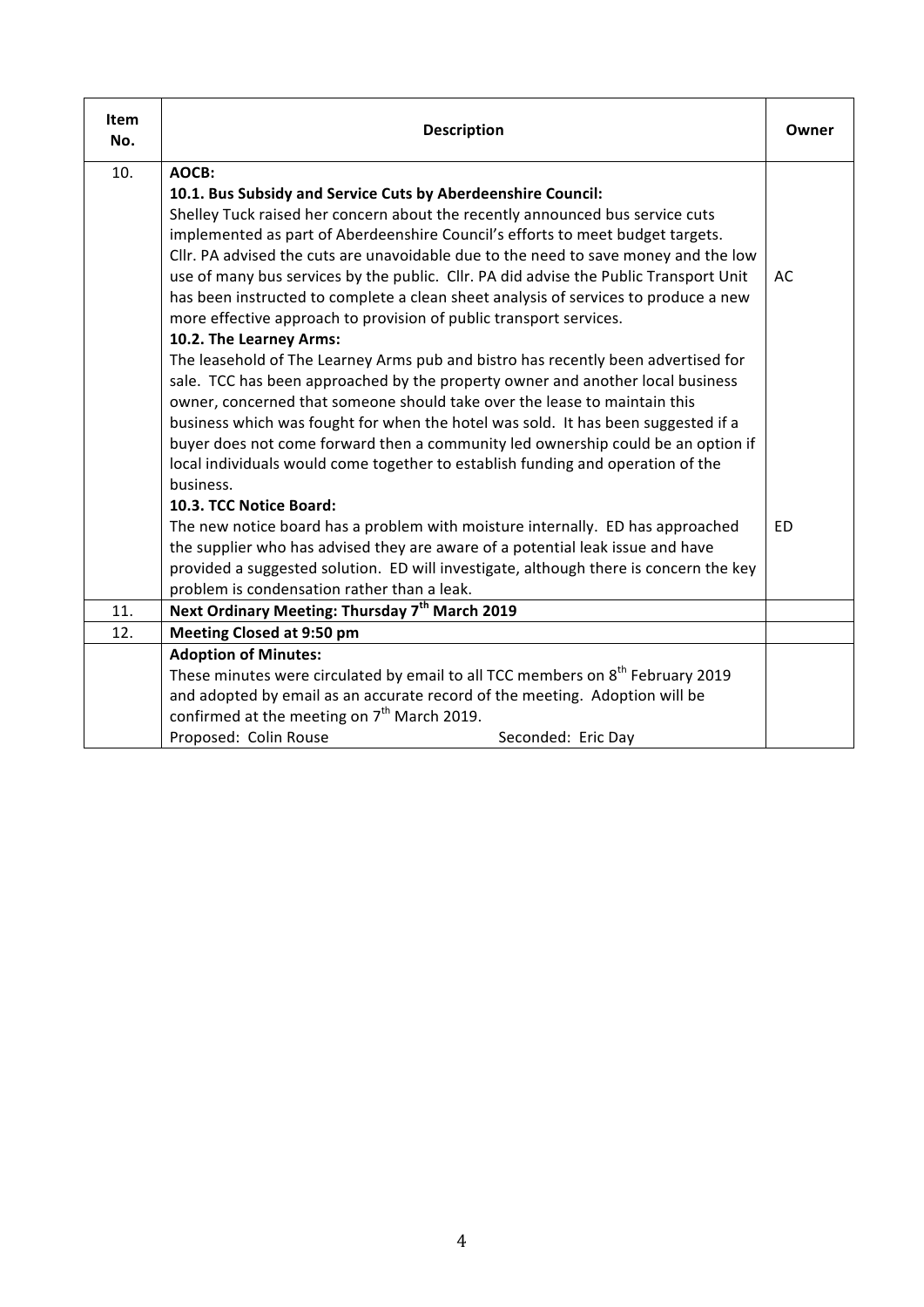| Item No. | Description | Owner |
|---|---|---|
| 10. | **AOCB:**<br>**10.1. Bus Subsidy and Service Cuts by Aberdeenshire Council:**<br>Shelley Tuck raised her concern about the recently announced bus service cuts implemented as part of Aberdeenshire Council's efforts to meet budget targets. Cllr. PA advised the cuts are unavoidable due to the need to save money and the low use of many bus services by the public. Cllr. PA did advise the Public Transport Unit has been instructed to complete a clean sheet analysis of services to produce a new more effective approach to provision of public transport services.<br>**10.2. The Learney Arms:**<br>The leasehold of The Learney Arms pub and bistro has recently been advertised for sale. TCC has been approached by the property owner and another local business owner, concerned that someone should take over the lease to maintain this business which was fought for when the hotel was sold. It has been suggested if a buyer does not come forward then a community led ownership could be an option if local individuals would come together to establish funding and operation of the business.<br>**10.3. TCC Notice Board:**<br>The new notice board has a problem with moisture internally. ED has approached the supplier who has advised they are aware of a potential leak issue and have provided a suggested solution. ED will investigate, although there is concern the key problem is condensation rather than a leak. | AC<br><br>ED |
| 11. | **Next Ordinary Meeting: Thursday 7th March 2019** | |
| 12. | **Meeting Closed at 9:50 pm** | |
| | **Adoption of Minutes:**<br>These minutes were circulated by email to all TCC members on 8th February 2019 and adopted by email as an accurate record of the meeting. Adoption will be confirmed at the meeting on 7th March 2019.<br>Proposed: Colin Rouse Seconded: Eric Day | |